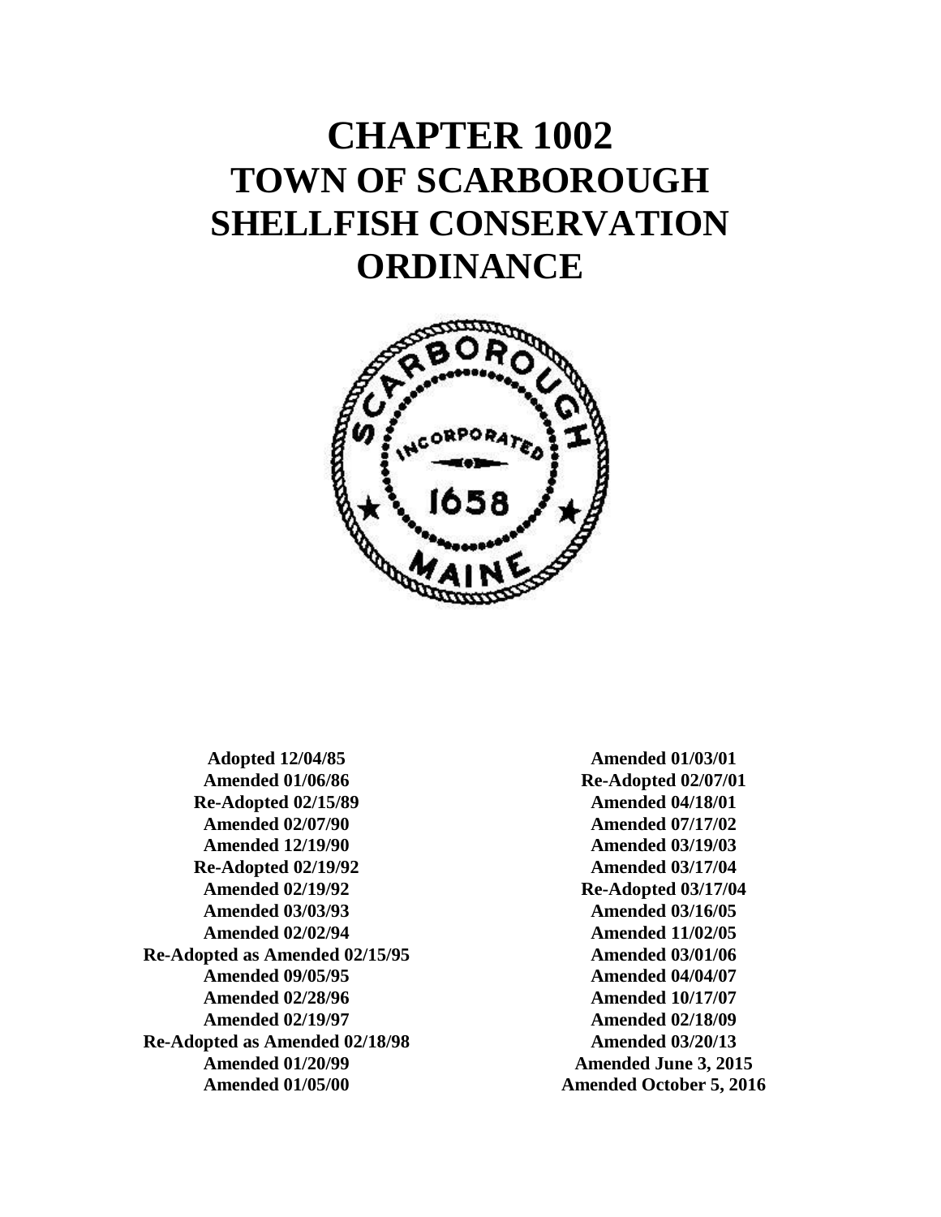# CHAPTER 1002
# TOWN OF SCARBOROUGH
# SHELLFISH CONSERVATION ORDINANCE

**Adopted 12/04/85**
**Amended 01/06/86**
**Re-Adopted 02/15/89**
**Amended 02/07/90**
**Amended 12/19/90**
**Re-Adopted 02/19/92**
**Amended 02/19/92**
**Amended 03/03/93**
**Amended 02/02/94**
**Re-Adopted as Amended 02/15/95**
**Amended 09/05/95**
**Amended 02/28/96**
**Amended 02/19/97**
**Re-Adopted as Amended 02/18/98**
**Amended 01/20/99**
**Amended 01/05/00**
**Amended 01/03/01**
**Re-Adopted 02/07/01**
**Amended 04/18/01**
**Amended 07/17/02**
**Amended 03/19/03**
**Amended 03/17/04**
**Re-Adopted 03/17/04**
**Amended 03/16/05**
**Amended 11/02/05**
**Amended 03/01/06**
**Amended 04/04/07**
**Amended 10/17/07**
**Amended 02/18/09**
**Amended 03/20/13**
**Amended June 3, 2015**
**Amended October 5, 2016**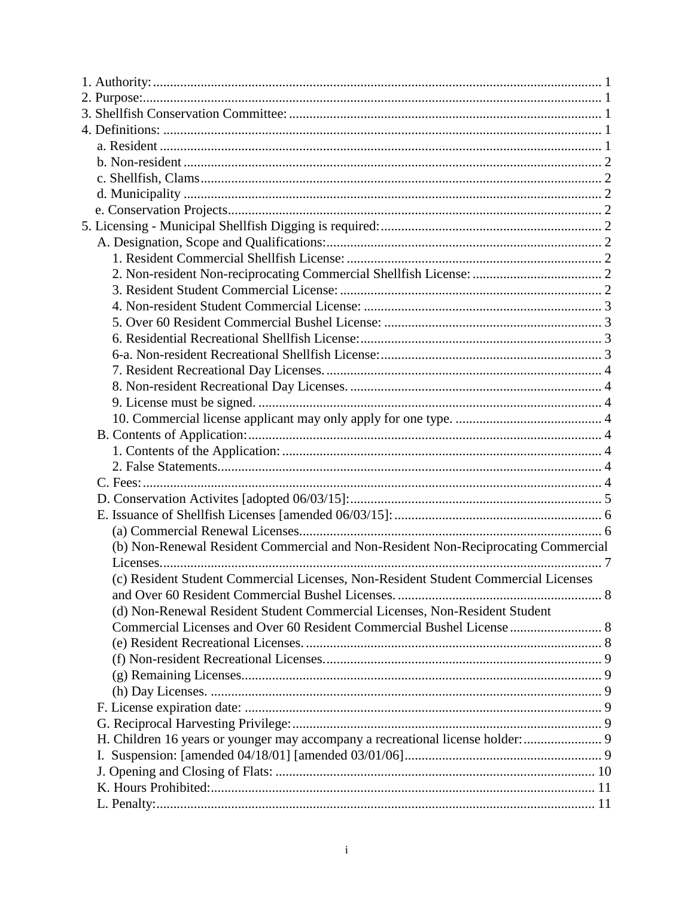1. Authority: 1
2. Purpose: 1
3. Shellfish Conservation Committee: 1
4. Definitions: 1
    - a. Resident 1
    - b. Non-resident 2
    - c. Shellfish, Clams 2
    - d. Municipality 2
    - e. Conservation Projects 2
5. Licensing - Municipal Shellfish Digging is required: 2
    - A. Designation, Scope and Qualifications: 2
        - 1. Resident Commercial Shellfish License: 2
        - 2. Non-resident Non-reciprocating Commercial Shellfish License: 2
        - 3. Resident Student Commercial License: 2
        - 4. Non-resident Student Commercial License: 3
        - 5. Over 60 Resident Commercial Bushel License: 3
        - 6. Residential Recreational Shellfish License: 3
        - 6-a. Non-resident Recreational Shellfish License: 3
        - 7. Resident Recreational Day Licenses. 4
        - 8. Non-resident Recreational Day Licenses. 4
        - 9. License must be signed. 4
        - 10. Commercial license applicant may only apply for one type. 4
    - B. Contents of Application: 4
        - 1. Contents of the Application: 4
        - 2. False Statements 4
    - C. Fees: 4
    - D. Conservation Activites [adopted 06/03/15]: 5
    - E. Issuance of Shellfish Licenses [amended 06/03/15]: 6
        - (a) Commercial Renewal Licenses 6
        - (b) Non-Renewal Resident Commercial and Non-Resident Non-Reciprocating Commercial Licenses. 7
        - (c) Resident Student Commercial Licenses, Non-Resident Student Commercial Licenses and Over 60 Resident Commercial Bushel Licenses. 8
        - (d) Non-Renewal Resident Student Commercial Licenses, Non-Resident Student Commercial Licenses and Over 60 Resident Commercial Bushel License 8
        - (e) Resident Recreational Licenses. 8
        - (f) Non-resident Recreational Licenses. 9
        - (g) Remaining Licenses 9
        - (h) Day Licenses. 9
    - F. License expiration date: 9
    - G. Reciprocal Harvesting Privilege: 9
    - H. Children 16 years or younger may accompany a recreational license holder: 9
    - I. Suspension: [amended 04/18/01] [amended 03/01/06] 9
    - J. Opening and Closing of Flats: 10
    - K. Hours Prohibited: 11
    - L. Penalty: 11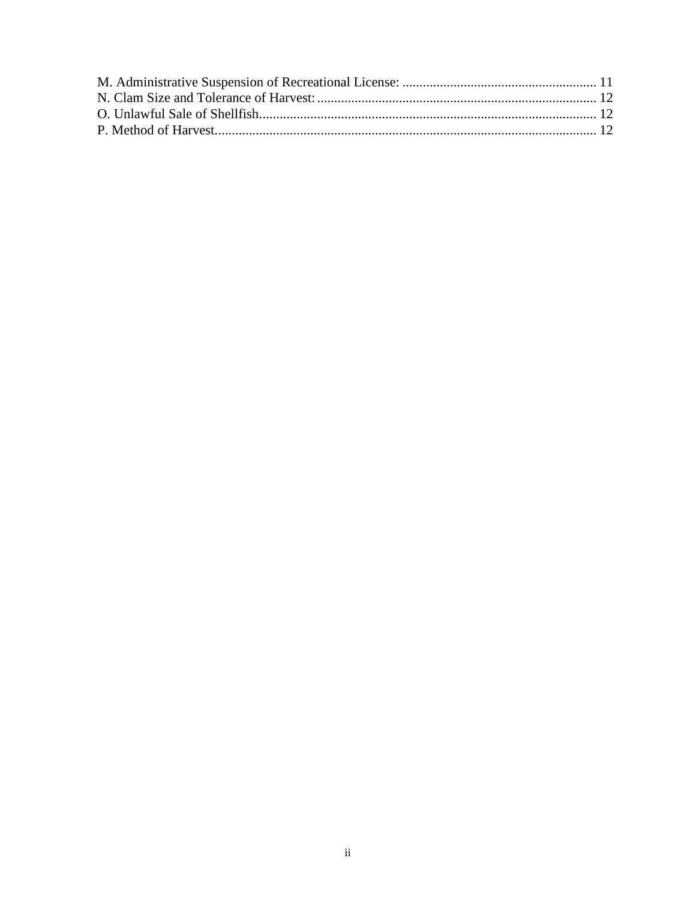M. Administrative Suspension of Recreational License: ........................................................ 11
N. Clam Size and Tolerance of Harvest: ................................................................................. 12
O. Unlawful Sale of Shellfish.................................................................................................. 12
P. Method of Harvest............................................................................................................... 12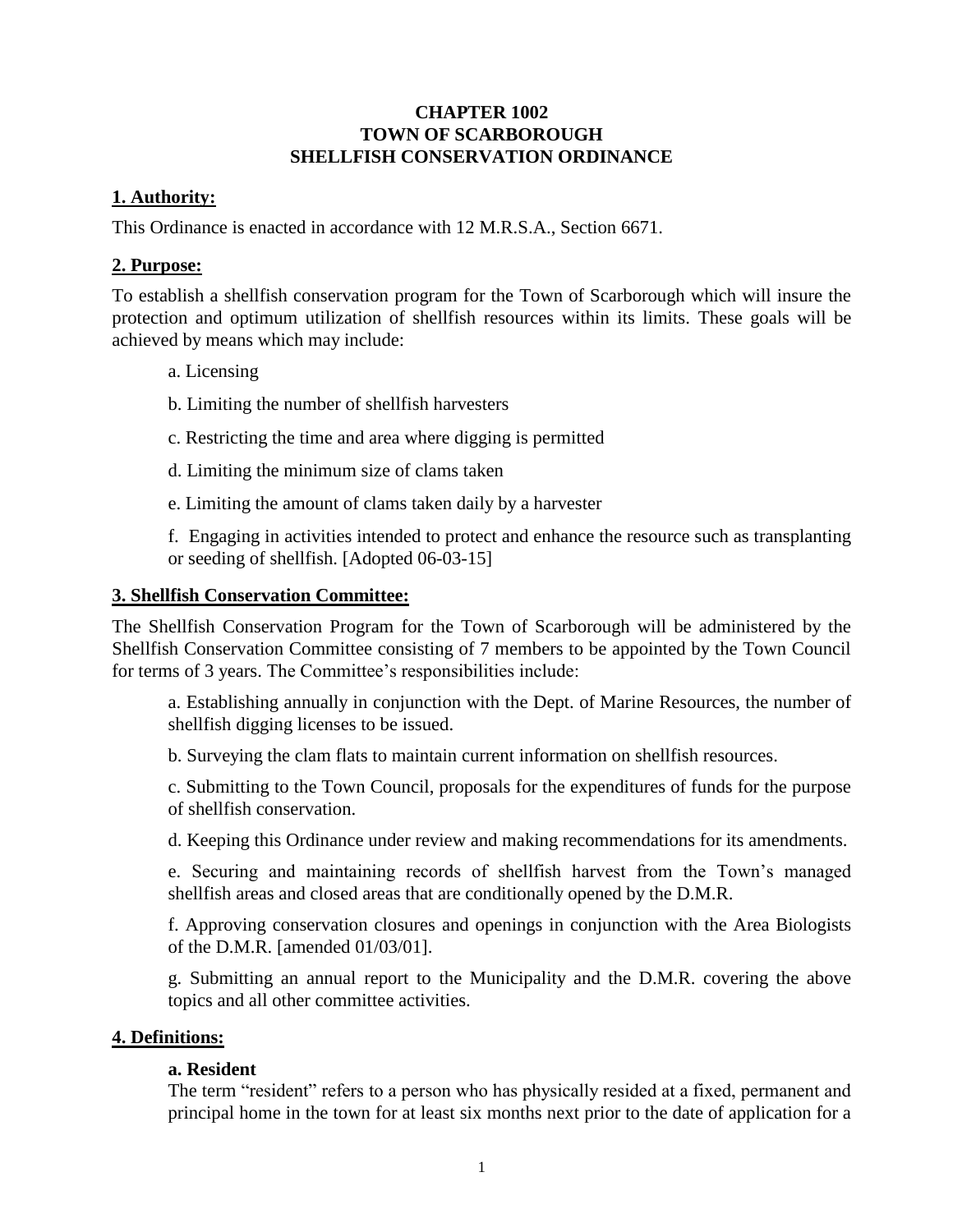# CHAPTER 1002
# TOWN OF SCARBOROUGH
# SHELLFISH CONSERVATION ORDINANCE

## 1. Authority:

This Ordinance is enacted in accordance with 12 M.R.S.A., Section 6671.

## 2. Purpose:

To establish a shellfish conservation program for the Town of Scarborough which will insure the protection and optimum utilization of shellfish resources within its limits. These goals will be achieved by means which may include:

a. Licensing

b. Limiting the number of shellfish harvesters

c. Restricting the time and area where digging is permitted

d. Limiting the minimum size of clams taken

e. Limiting the amount of clams taken daily by a harvester

f. Engaging in activities intended to protect and enhance the resource such as transplanting or seeding of shellfish. [Adopted 06-03-15]

## 3. Shellfish Conservation Committee:

The Shellfish Conservation Program for the Town of Scarborough will be administered by the Shellfish Conservation Committee consisting of 7 members to be appointed by the Town Council for terms of 3 years. The Committee's responsibilities include:

a. Establishing annually in conjunction with the Dept. of Marine Resources, the number of shellfish digging licenses to be issued.

b. Surveying the clam flats to maintain current information on shellfish resources.

c. Submitting to the Town Council, proposals for the expenditures of funds for the purpose of shellfish conservation.

d. Keeping this Ordinance under review and making recommendations for its amendments.

e. Securing and maintaining records of shellfish harvest from the Town's managed shellfish areas and closed areas that are conditionally opened by the D.M.R.

f. Approving conservation closures and openings in conjunction with the Area Biologists of the D.M.R. [amended 01/03/01].

g. Submitting an annual report to the Municipality and the D.M.R. covering the above topics and all other committee activities.

## 4. Definitions:

### a. Resident

The term "resident" refers to a person who has physically resided at a fixed, permanent and principal home in the town for at least six months next prior to the date of application for a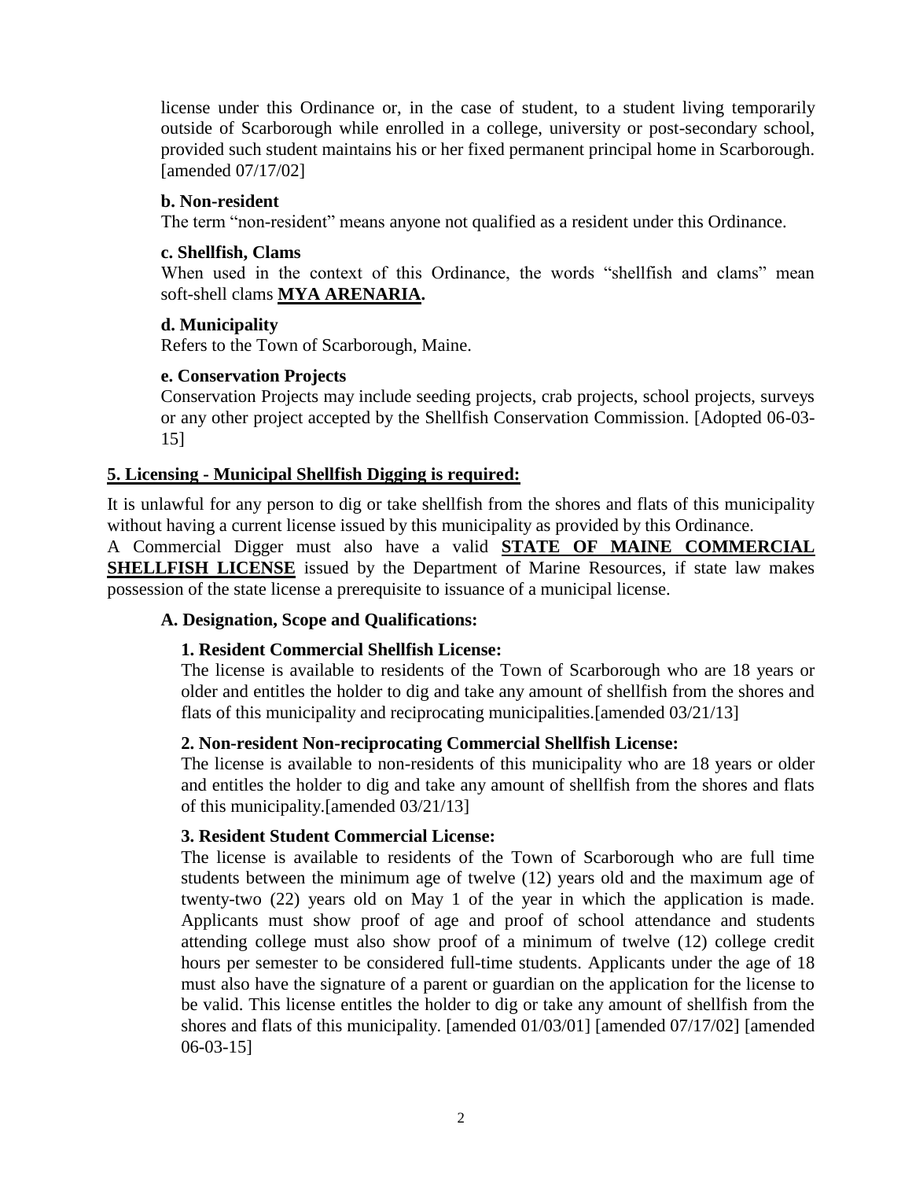license under this Ordinance or, in the case of student, to a student living temporarily outside of Scarborough while enrolled in a college, university or post-secondary school, provided such student maintains his or her fixed permanent principal home in Scarborough. [amended 07/17/02]

**b. Non-resident**

The term "non-resident" means anyone not qualified as a resident under this Ordinance.

**c. Shellfish, Clams**

When used in the context of this Ordinance, the words "shellfish and clams" mean soft-shell clams **MYA ARENARIA.**

**d. Municipality**

Refers to the Town of Scarborough, Maine.

**e. Conservation Projects**

Conservation Projects may include seeding projects, crab projects, school projects, surveys or any other project accepted by the Shellfish Conservation Commission. [Adopted 06-03-15]

## 5. Licensing - Municipal Shellfish Digging is required:

It is unlawful for any person to dig or take shellfish from the shores and flats of this municipality without having a current license issued by this municipality as provided by this Ordinance.

A Commercial Digger must also have a valid **STATE OF MAINE COMMERCIAL SHELLFISH LICENSE** issued by the Department of Marine Resources, if state law makes possession of the state license a prerequisite to issuance of a municipal license.

### A. Designation, Scope and Qualifications:

**1. Resident Commercial Shellfish License:**

The license is available to residents of the Town of Scarborough who are 18 years or older and entitles the holder to dig and take any amount of shellfish from the shores and flats of this municipality and reciprocating municipalities.[amended 03/21/13]

**2. Non-resident Non-reciprocating Commercial Shellfish License:**

The license is available to non-residents of this municipality who are 18 years or older and entitles the holder to dig and take any amount of shellfish from the shores and flats of this municipality.[amended 03/21/13]

**3. Resident Student Commercial License:**

The license is available to residents of the Town of Scarborough who are full time students between the minimum age of twelve (12) years old and the maximum age of twenty-two (22) years old on May 1 of the year in which the application is made. Applicants must show proof of age and proof of school attendance and students attending college must also show proof of a minimum of twelve (12) college credit hours per semester to be considered full-time students. Applicants under the age of 18 must also have the signature of a parent or guardian on the application for the license to be valid. This license entitles the holder to dig or take any amount of shellfish from the shores and flats of this municipality. [amended 01/03/01] [amended 07/17/02] [amended 06-03-15]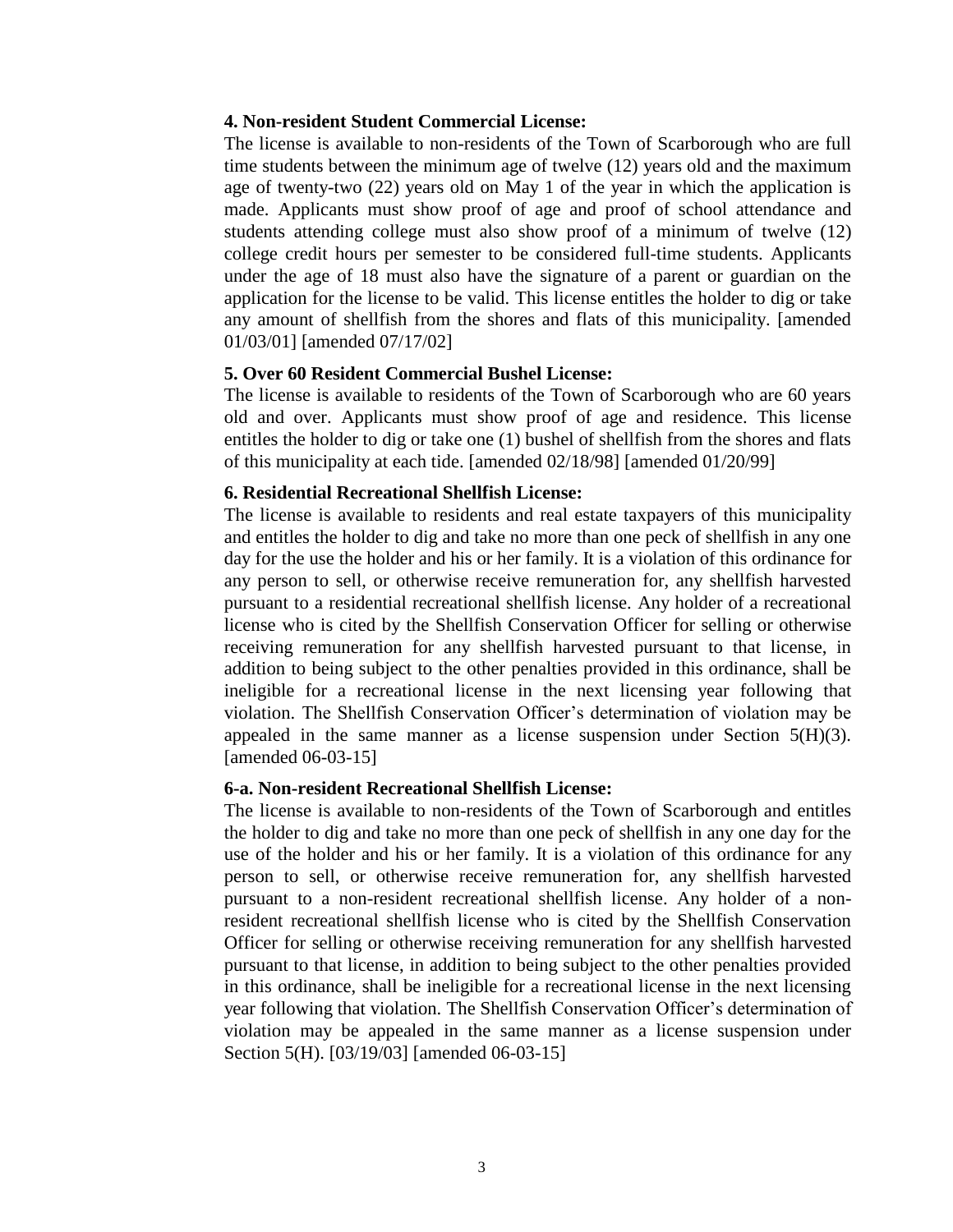**4. Non-resident Student Commercial License:**

The license is available to non-residents of the Town of Scarborough who are full time students between the minimum age of twelve (12) years old and the maximum age of twenty-two (22) years old on May 1 of the year in which the application is made. Applicants must show proof of age and proof of school attendance and students attending college must also show proof of a minimum of twelve (12) college credit hours per semester to be considered full-time students. Applicants under the age of 18 must also have the signature of a parent or guardian on the application for the license to be valid. This license entitles the holder to dig or take any amount of shellfish from the shores and flats of this municipality. [amended 01/03/01] [amended 07/17/02]

**5. Over 60 Resident Commercial Bushel License:**

The license is available to residents of the Town of Scarborough who are 60 years old and over. Applicants must show proof of age and residence. This license entitles the holder to dig or take one (1) bushel of shellfish from the shores and flats of this municipality at each tide. [amended 02/18/98] [amended 01/20/99]

**6. Residential Recreational Shellfish License:**

The license is available to residents and real estate taxpayers of this municipality and entitles the holder to dig and take no more than one peck of shellfish in any one day for the use the holder and his or her family. It is a violation of this ordinance for any person to sell, or otherwise receive remuneration for, any shellfish harvested pursuant to a residential recreational shellfish license. Any holder of a recreational license who is cited by the Shellfish Conservation Officer for selling or otherwise receiving remuneration for any shellfish harvested pursuant to that license, in addition to being subject to the other penalties provided in this ordinance, shall be ineligible for a recreational license in the next licensing year following that violation. The Shellfish Conservation Officer's determination of violation may be appealed in the same manner as a license suspension under Section 5(H)(3). [amended 06-03-15]

**6-a. Non-resident Recreational Shellfish License:**

The license is available to non-residents of the Town of Scarborough and entitles the holder to dig and take no more than one peck of shellfish in any one day for the use of the holder and his or her family. It is a violation of this ordinance for any person to sell, or otherwise receive remuneration for, any shellfish harvested pursuant to a non-resident recreational shellfish license. Any holder of a non-resident recreational shellfish license who is cited by the Shellfish Conservation Officer for selling or otherwise receiving remuneration for any shellfish harvested pursuant to that license, in addition to being subject to the other penalties provided in this ordinance, shall be ineligible for a recreational license in the next licensing year following that violation. The Shellfish Conservation Officer's determination of violation may be appealed in the same manner as a license suspension under Section 5(H). [03/19/03] [amended 06-03-15]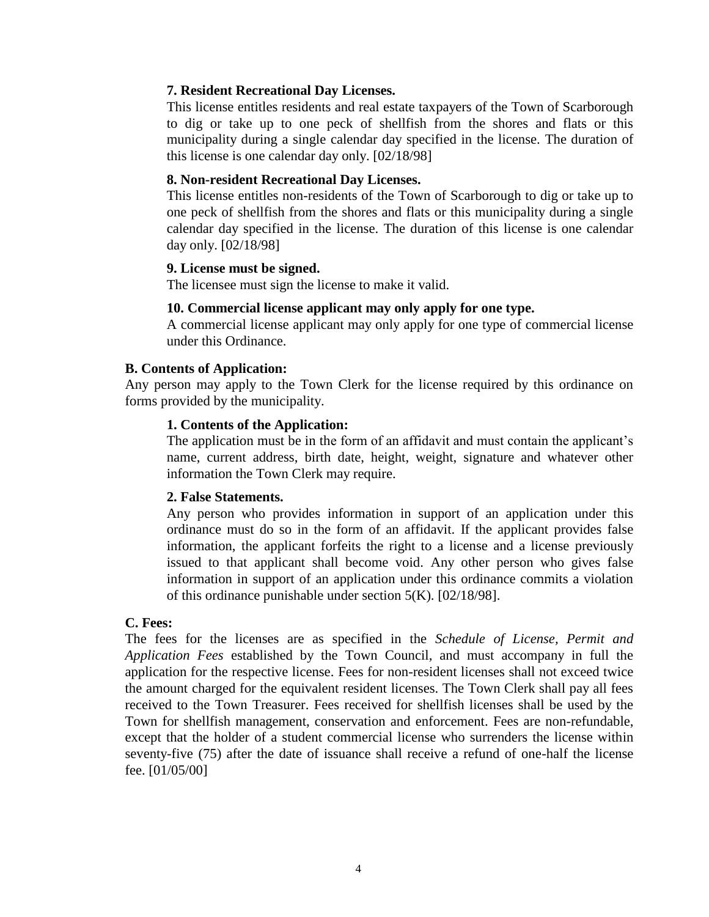**7. Resident Recreational Day Licenses.**

This license entitles residents and real estate taxpayers of the Town of Scarborough to dig or take up to one peck of shellfish from the shores and flats or this municipality during a single calendar day specified in the license. The duration of this license is one calendar day only. [02/18/98]

**8. Non-resident Recreational Day Licenses.**

This license entitles non-residents of the Town of Scarborough to dig or take up to one peck of shellfish from the shores and flats or this municipality during a single calendar day specified in the license. The duration of this license is one calendar day only. [02/18/98]

**9. License must be signed.**

The licensee must sign the license to make it valid.

**10. Commercial license applicant may only apply for one type.**

A commercial license applicant may only apply for one type of commercial license under this Ordinance.

**B. Contents of Application:**

Any person may apply to the Town Clerk for the license required by this ordinance on forms provided by the municipality.

**1. Contents of the Application:**

The application must be in the form of an affidavit and must contain the applicant's name, current address, birth date, height, weight, signature and whatever other information the Town Clerk may require.

**2. False Statements.**

Any person who provides information in support of an application under this ordinance must do so in the form of an affidavit. If the applicant provides false information, the applicant forfeits the right to a license and a license previously issued to that applicant shall become void. Any other person who gives false information in support of an application under this ordinance commits a violation of this ordinance punishable under section 5(K). [02/18/98].

**C. Fees:**

The fees for the licenses are as specified in the *Schedule of License, Permit and Application Fees* established by the Town Council, and must accompany in full the application for the respective license. Fees for non-resident licenses shall not exceed twice the amount charged for the equivalent resident licenses. The Town Clerk shall pay all fees received to the Town Treasurer. Fees received for shellfish licenses shall be used by the Town for shellfish management, conservation and enforcement. Fees are non-refundable, except that the holder of a student commercial license who surrenders the license within seventy-five (75) after the date of issuance shall receive a refund of one-half the license fee. [01/05/00]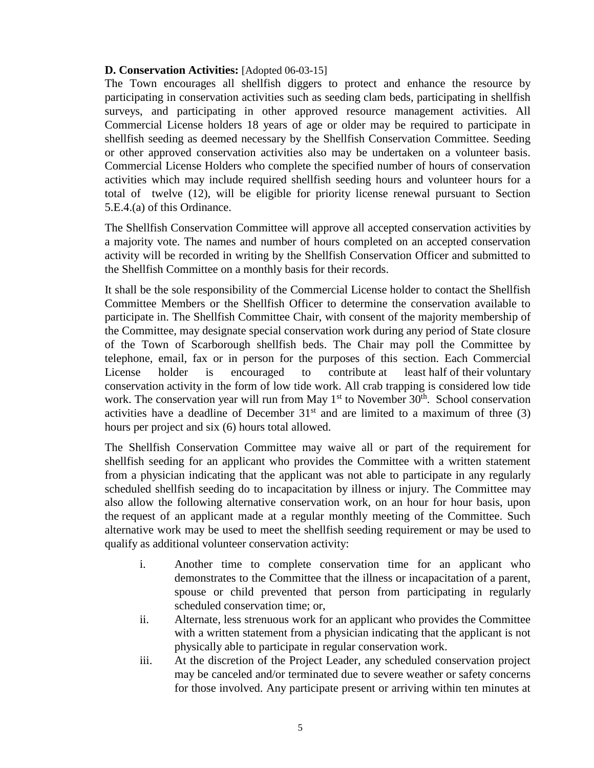**D. Conservation Activities:** [Adopted 06-03-15]

The Town encourages all shellfish diggers to protect and enhance the resource by participating in conservation activities such as seeding clam beds, participating in shellfish surveys, and participating in other approved resource management activities. All Commercial License holders 18 years of age or older may be required to participate in shellfish seeding as deemed necessary by the Shellfish Conservation Committee. Seeding or other approved conservation activities also may be undertaken on a volunteer basis. Commercial License Holders who complete the specified number of hours of conservation activities which may include required shellfish seeding hours and volunteer hours for a total of twelve (12), will be eligible for priority license renewal pursuant to Section 5.E.4.(a) of this Ordinance.

The Shellfish Conservation Committee will approve all accepted conservation activities by a majority vote. The names and number of hours completed on an accepted conservation activity will be recorded in writing by the Shellfish Conservation Officer and submitted to the Shellfish Committee on a monthly basis for their records.

It shall be the sole responsibility of the Commercial License holder to contact the Shellfish Committee Members or the Shellfish Officer to determine the conservation available to participate in. The Shellfish Committee Chair, with consent of the majority membership of the Committee, may designate special conservation work during any period of State closure of the Town of Scarborough shellfish beds. The Chair may poll the Committee by telephone, email, fax or in person for the purposes of this section. Each Commercial License holder is encouraged to contribute at least half of their voluntary conservation activity in the form of low tide work. All crab trapping is considered low tide work. The conservation year will run from May 1st to November 30th. School conservation activities have a deadline of December 31st and are limited to a maximum of three (3) hours per project and six (6) hours total allowed.

The Shellfish Conservation Committee may waive all or part of the requirement for shellfish seeding for an applicant who provides the Committee with a written statement from a physician indicating that the applicant was not able to participate in any regularly scheduled shellfish seeding do to incapacitation by illness or injury. The Committee may also allow the following alternative conservation work, on an hour for hour basis, upon the request of an applicant made at a regular monthly meeting of the Committee. Such alternative work may be used to meet the shellfish seeding requirement or may be used to qualify as additional volunteer conservation activity:

i. Another time to complete conservation time for an applicant who demonstrates to the Committee that the illness or incapacitation of a parent, spouse or child prevented that person from participating in regularly scheduled conservation time; or,

ii. Alternate, less strenuous work for an applicant who provides the Committee with a written statement from a physician indicating that the applicant is not physically able to participate in regular conservation work.

iii. At the discretion of the Project Leader, any scheduled conservation project may be canceled and/or terminated due to severe weather or safety concerns for those involved. Any participate present or arriving within ten minutes at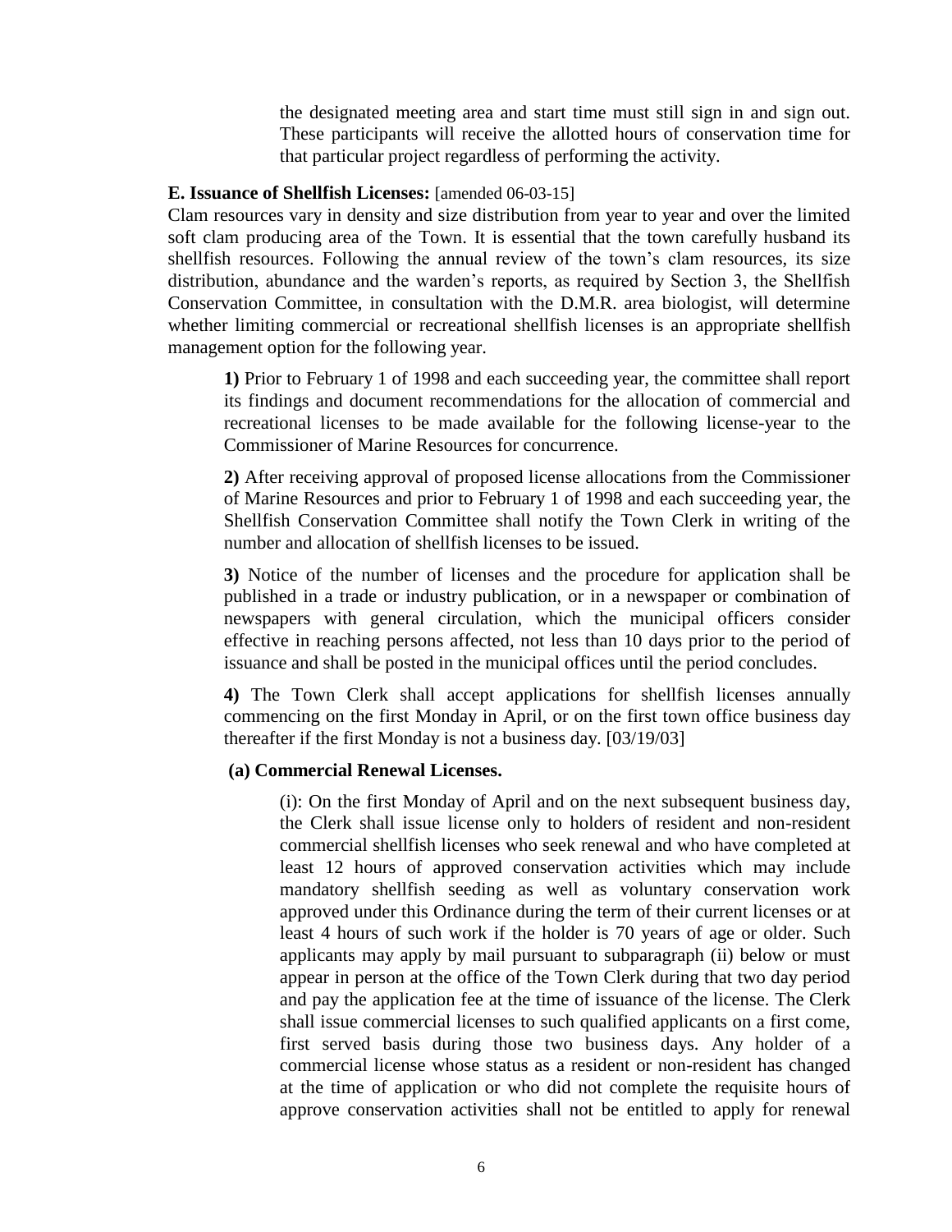the designated meeting area and start time must still sign in and sign out. These participants will receive the allotted hours of conservation time for that particular project regardless of performing the activity.

**E. Issuance of Shellfish Licenses:** [amended 06-03-15]

Clam resources vary in density and size distribution from year to year and over the limited soft clam producing area of the Town. It is essential that the town carefully husband its shellfish resources. Following the annual review of the town's clam resources, its size distribution, abundance and the warden's reports, as required by Section 3, the Shellfish Conservation Committee, in consultation with the D.M.R. area biologist, will determine whether limiting commercial or recreational shellfish licenses is an appropriate shellfish management option for the following year.

**1)** Prior to February 1 of 1998 and each succeeding year, the committee shall report its findings and document recommendations for the allocation of commercial and recreational licenses to be made available for the following license-year to the Commissioner of Marine Resources for concurrence.

**2)** After receiving approval of proposed license allocations from the Commissioner of Marine Resources and prior to February 1 of 1998 and each succeeding year, the Shellfish Conservation Committee shall notify the Town Clerk in writing of the number and allocation of shellfish licenses to be issued.

**3)** Notice of the number of licenses and the procedure for application shall be published in a trade or industry publication, or in a newspaper or combination of newspapers with general circulation, which the municipal officers consider effective in reaching persons affected, not less than 10 days prior to the period of issuance and shall be posted in the municipal offices until the period concludes.

**4)** The Town Clerk shall accept applications for shellfish licenses annually commencing on the first Monday in April, or on the first town office business day thereafter if the first Monday is not a business day. [03/19/03]

**(a) Commercial Renewal Licenses.**

(i): On the first Monday of April and on the next subsequent business day, the Clerk shall issue license only to holders of resident and non-resident commercial shellfish licenses who seek renewal and who have completed at least 12 hours of approved conservation activities which may include mandatory shellfish seeding as well as voluntary conservation work approved under this Ordinance during the term of their current licenses or at least 4 hours of such work if the holder is 70 years of age or older. Such applicants may apply by mail pursuant to subparagraph (ii) below or must appear in person at the office of the Town Clerk during that two day period and pay the application fee at the time of issuance of the license. The Clerk shall issue commercial licenses to such qualified applicants on a first come, first served basis during those two business days. Any holder of a commercial license whose status as a resident or non-resident has changed at the time of application or who did not complete the requisite hours of approve conservation activities shall not be entitled to apply for renewal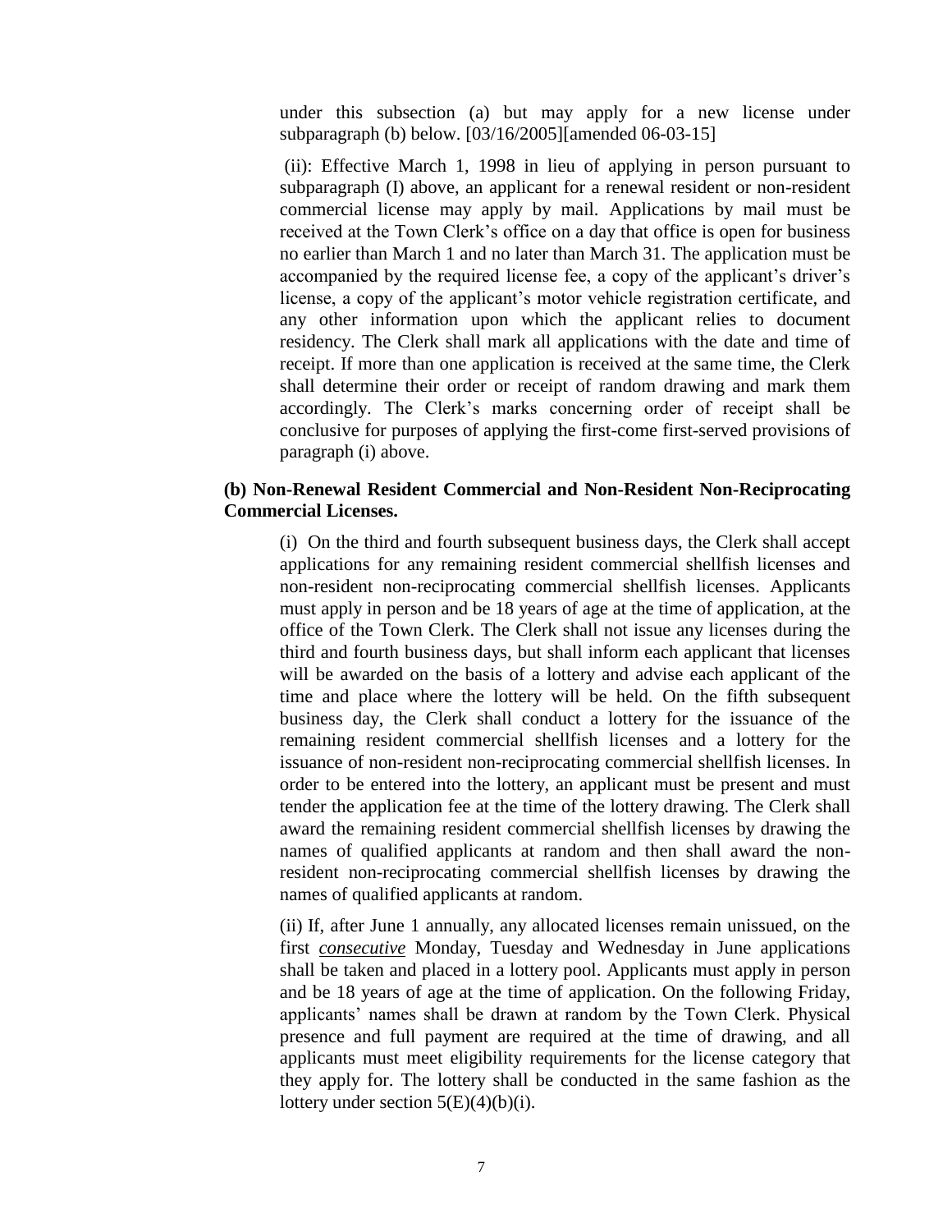under this subsection (a) but may apply for a new license under subparagraph (b) below. [03/16/2005][amended 06-03-15]

(ii): Effective March 1, 1998 in lieu of applying in person pursuant to subparagraph (I) above, an applicant for a renewal resident or non-resident commercial license may apply by mail. Applications by mail must be received at the Town Clerk's office on a day that office is open for business no earlier than March 1 and no later than March 31. The application must be accompanied by the required license fee, a copy of the applicant's driver's license, a copy of the applicant's motor vehicle registration certificate, and any other information upon which the applicant relies to document residency. The Clerk shall mark all applications with the date and time of receipt. If more than one application is received at the same time, the Clerk shall determine their order or receipt of random drawing and mark them accordingly. The Clerk's marks concerning order of receipt shall be conclusive for purposes of applying the first-come first-served provisions of paragraph (i) above.

**(b) Non-Renewal Resident Commercial and Non-Resident Non-Reciprocating Commercial Licenses.**

(i) On the third and fourth subsequent business days, the Clerk shall accept applications for any remaining resident commercial shellfish licenses and non-resident non-reciprocating commercial shellfish licenses. Applicants must apply in person and be 18 years of age at the time of application, at the office of the Town Clerk. The Clerk shall not issue any licenses during the third and fourth business days, but shall inform each applicant that licenses will be awarded on the basis of a lottery and advise each applicant of the time and place where the lottery will be held. On the fifth subsequent business day, the Clerk shall conduct a lottery for the issuance of the remaining resident commercial shellfish licenses and a lottery for the issuance of non-resident non-reciprocating commercial shellfish licenses. In order to be entered into the lottery, an applicant must be present and must tender the application fee at the time of the lottery drawing. The Clerk shall award the remaining resident commercial shellfish licenses by drawing the names of qualified applicants at random and then shall award the non-resident non-reciprocating commercial shellfish licenses by drawing the names of qualified applicants at random.

(ii) If, after June 1 annually, any allocated licenses remain unissued, on the first ***consecutive*** Monday, Tuesday and Wednesday in June applications shall be taken and placed in a lottery pool. Applicants must apply in person and be 18 years of age at the time of application. On the following Friday, applicants' names shall be drawn at random by the Town Clerk. Physical presence and full payment are required at the time of drawing, and all applicants must meet eligibility requirements for the license category that they apply for. The lottery shall be conducted in the same fashion as the lottery under section 5(E)(4)(b)(i).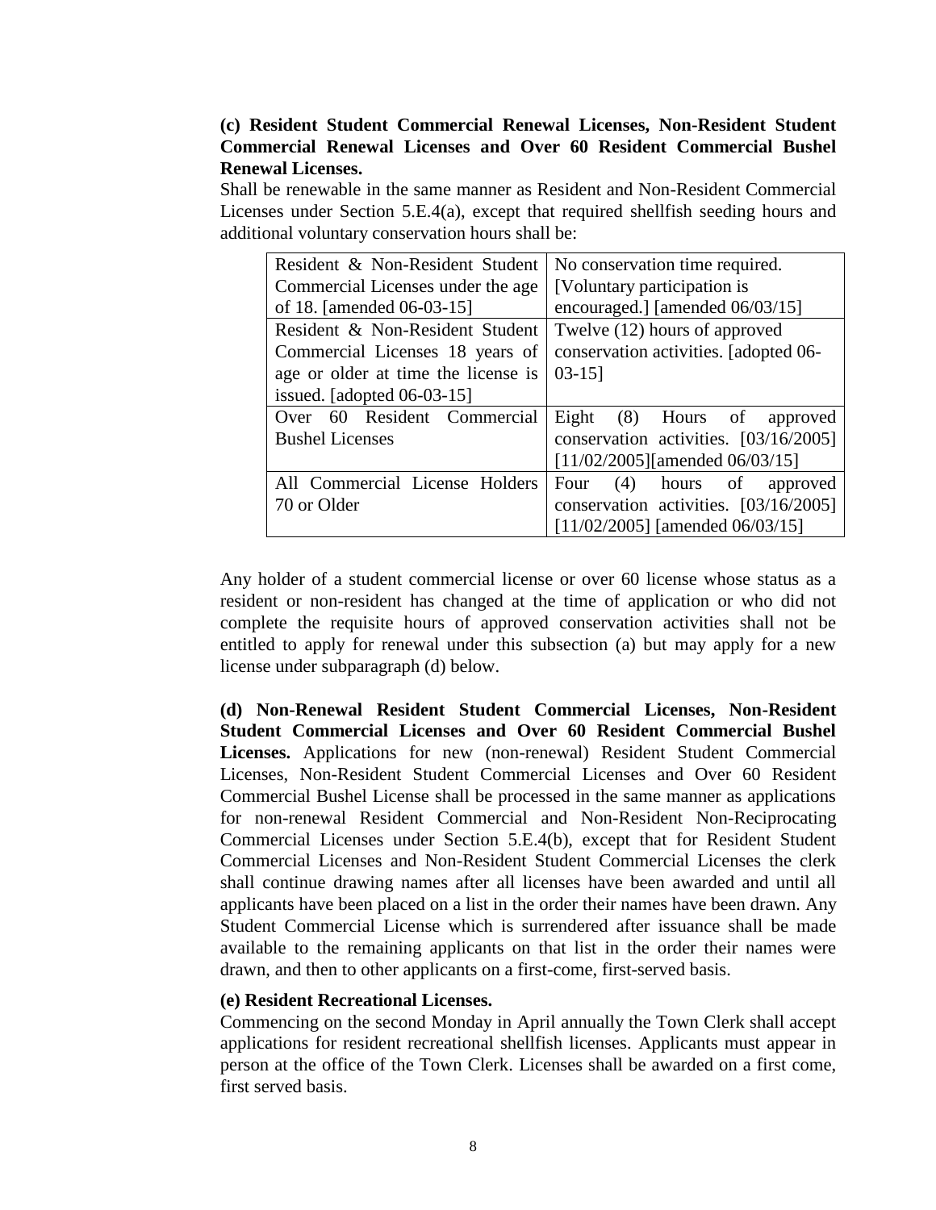**(c) Resident Student Commercial Renewal Licenses, Non-Resident Student Commercial Renewal Licenses and Over 60 Resident Commercial Bushel Renewal Licenses.**

Shall be renewable in the same manner as Resident and Non-Resident Commercial Licenses under Section 5.E.4(a), except that required shellfish seeding hours and additional voluntary conservation hours shall be:

| | |
|---|---|
| Resident & Non-Resident Student Commercial Licenses under the age of 18. [amended 06-03-15] | No conservation time required. [Voluntary participation is encouraged.] [amended 06/03/15] |
| Resident & Non-Resident Student Commercial Licenses 18 years of age or older at time the license is issued. [adopted 06-03-15] | Twelve (12) hours of approved conservation activities. [adopted 06-03-15] |
| Over 60 Resident Commercial Bushel Licenses | Eight (8) Hours of approved conservation activities. [03/16/2005] [11/02/2005][amended 06/03/15] |
| All Commercial License Holders 70 or Older | Four (4) hours of approved conservation activities. [03/16/2005] [11/02/2005] [amended 06/03/15] |

Any holder of a student commercial license or over 60 license whose status as a resident or non-resident has changed at the time of application or who did not complete the requisite hours of approved conservation activities shall not be entitled to apply for renewal under this subsection (a) but may apply for a new license under subparagraph (d) below.

**(d) Non-Renewal Resident Student Commercial Licenses, Non-Resident Student Commercial Licenses and Over 60 Resident Commercial Bushel Licenses.** Applications for new (non-renewal) Resident Student Commercial Licenses, Non-Resident Student Commercial Licenses and Over 60 Resident Commercial Bushel License shall be processed in the same manner as applications for non-renewal Resident Commercial and Non-Resident Non-Reciprocating Commercial Licenses under Section 5.E.4(b), except that for Resident Student Commercial Licenses and Non-Resident Student Commercial Licenses the clerk shall continue drawing names after all licenses have been awarded and until all applicants have been placed on a list in the order their names have been drawn. Any Student Commercial License which is surrendered after issuance shall be made available to the remaining applicants on that list in the order their names were drawn, and then to other applicants on a first-come, first-served basis.

**(e) Resident Recreational Licenses.**

Commencing on the second Monday in April annually the Town Clerk shall accept applications for resident recreational shellfish licenses. Applicants must appear in person at the office of the Town Clerk. Licenses shall be awarded on a first come, first served basis.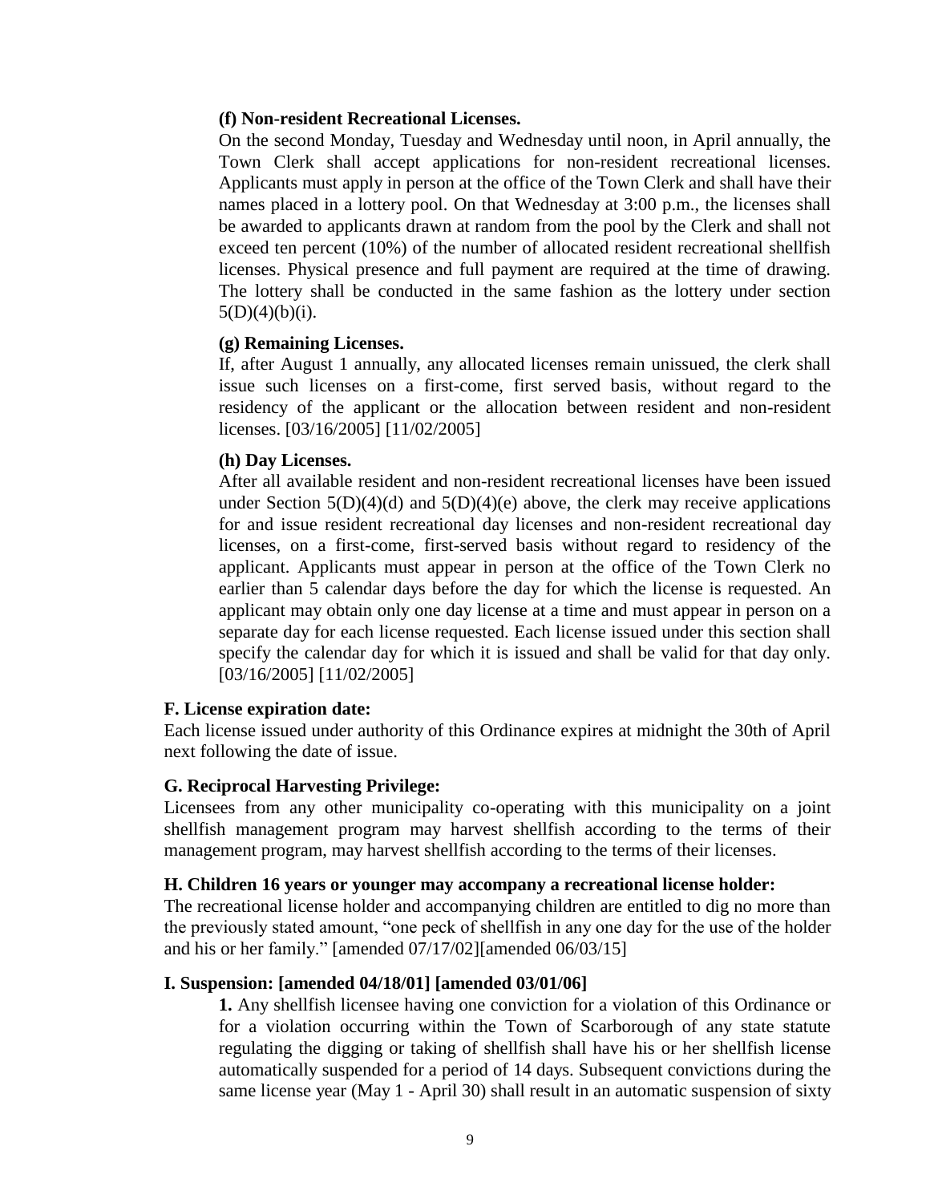**(f) Non-resident Recreational Licenses.**

On the second Monday, Tuesday and Wednesday until noon, in April annually, the Town Clerk shall accept applications for non-resident recreational licenses. Applicants must apply in person at the office of the Town Clerk and shall have their names placed in a lottery pool. On that Wednesday at 3:00 p.m., the licenses shall be awarded to applicants drawn at random from the pool by the Clerk and shall not exceed ten percent (10%) of the number of allocated resident recreational shellfish licenses. Physical presence and full payment are required at the time of drawing. The lottery shall be conducted in the same fashion as the lottery under section 5(D)(4)(b)(i).

**(g) Remaining Licenses.**

If, after August 1 annually, any allocated licenses remain unissued, the clerk shall issue such licenses on a first-come, first served basis, without regard to the residency of the applicant or the allocation between resident and non-resident licenses. [03/16/2005] [11/02/2005]

**(h) Day Licenses.**

After all available resident and non-resident recreational licenses have been issued under Section 5(D)(4)(d) and 5(D)(4)(e) above, the clerk may receive applications for and issue resident recreational day licenses and non-resident recreational day licenses, on a first-come, first-served basis without regard to residency of the applicant. Applicants must appear in person at the office of the Town Clerk no earlier than 5 calendar days before the day for which the license is requested. An applicant may obtain only one day license at a time and must appear in person on a separate day for each license requested. Each license issued under this section shall specify the calendar day for which it is issued and shall be valid for that day only. [03/16/2005] [11/02/2005]

### F. License expiration date:

Each license issued under authority of this Ordinance expires at midnight the 30th of April next following the date of issue.

### G. Reciprocal Harvesting Privilege:

Licensees from any other municipality co-operating with this municipality on a joint shellfish management program may harvest shellfish according to the terms of their management program, may harvest shellfish according to the terms of their licenses.

### H. Children 16 years or younger may accompany a recreational license holder:

The recreational license holder and accompanying children are entitled to dig no more than the previously stated amount, "one peck of shellfish in any one day for the use of the holder and his or her family." [amended 07/17/02][amended 06/03/15]

### I. Suspension: [amended 04/18/01] [amended 03/01/06]

**1.** Any shellfish licensee having one conviction for a violation of this Ordinance or for a violation occurring within the Town of Scarborough of any state statute regulating the digging or taking of shellfish shall have his or her shellfish license automatically suspended for a period of 14 days. Subsequent convictions during the same license year (May 1 - April 30) shall result in an automatic suspension of sixty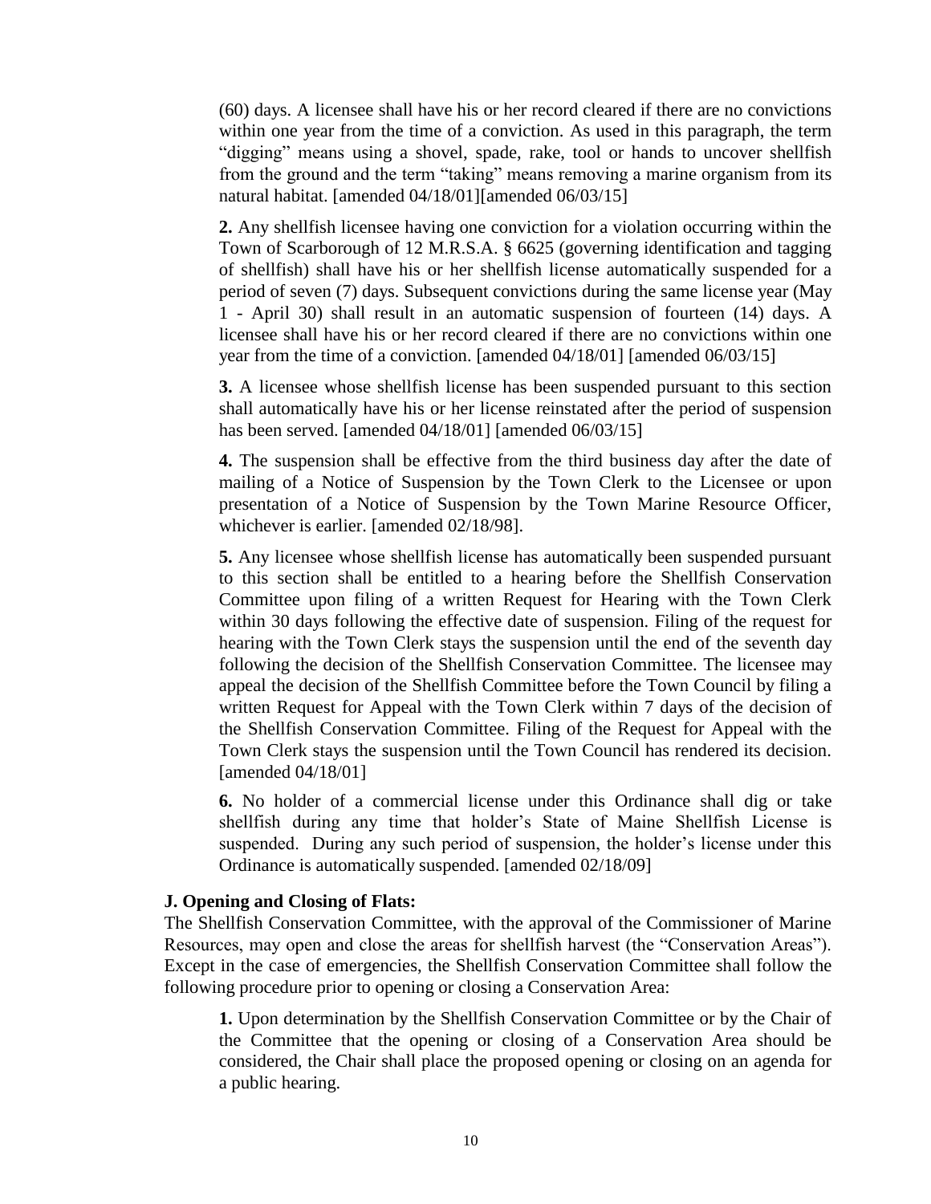(60) days. A licensee shall have his or her record cleared if there are no convictions within one year from the time of a conviction. As used in this paragraph, the term "digging" means using a shovel, spade, rake, tool or hands to uncover shellfish from the ground and the term "taking" means removing a marine organism from its natural habitat. [amended 04/18/01][amended 06/03/15]

**2.** Any shellfish licensee having one conviction for a violation occurring within the Town of Scarborough of 12 M.R.S.A. § 6625 (governing identification and tagging of shellfish) shall have his or her shellfish license automatically suspended for a period of seven (7) days. Subsequent convictions during the same license year (May 1 - April 30) shall result in an automatic suspension of fourteen (14) days. A licensee shall have his or her record cleared if there are no convictions within one year from the time of a conviction. [amended 04/18/01] [amended 06/03/15]

**3.** A licensee whose shellfish license has been suspended pursuant to this section shall automatically have his or her license reinstated after the period of suspension has been served. [amended 04/18/01] [amended 06/03/15]

**4.** The suspension shall be effective from the third business day after the date of mailing of a Notice of Suspension by the Town Clerk to the Licensee or upon presentation of a Notice of Suspension by the Town Marine Resource Officer, whichever is earlier. [amended 02/18/98].

**5.** Any licensee whose shellfish license has automatically been suspended pursuant to this section shall be entitled to a hearing before the Shellfish Conservation Committee upon filing of a written Request for Hearing with the Town Clerk within 30 days following the effective date of suspension. Filing of the request for hearing with the Town Clerk stays the suspension until the end of the seventh day following the decision of the Shellfish Conservation Committee. The licensee may appeal the decision of the Shellfish Committee before the Town Council by filing a written Request for Appeal with the Town Clerk within 7 days of the decision of the Shellfish Conservation Committee. Filing of the Request for Appeal with the Town Clerk stays the suspension until the Town Council has rendered its decision. [amended 04/18/01]

**6.** No holder of a commercial license under this Ordinance shall dig or take shellfish during any time that holder's State of Maine Shellfish License is suspended. During any such period of suspension, the holder's license under this Ordinance is automatically suspended. [amended 02/18/09]

**J. Opening and Closing of Flats:**

The Shellfish Conservation Committee, with the approval of the Commissioner of Marine Resources, may open and close the areas for shellfish harvest (the "Conservation Areas"). Except in the case of emergencies, the Shellfish Conservation Committee shall follow the following procedure prior to opening or closing a Conservation Area:

**1.** Upon determination by the Shellfish Conservation Committee or by the Chair of the Committee that the opening or closing of a Conservation Area should be considered, the Chair shall place the proposed opening or closing on an agenda for a public hearing.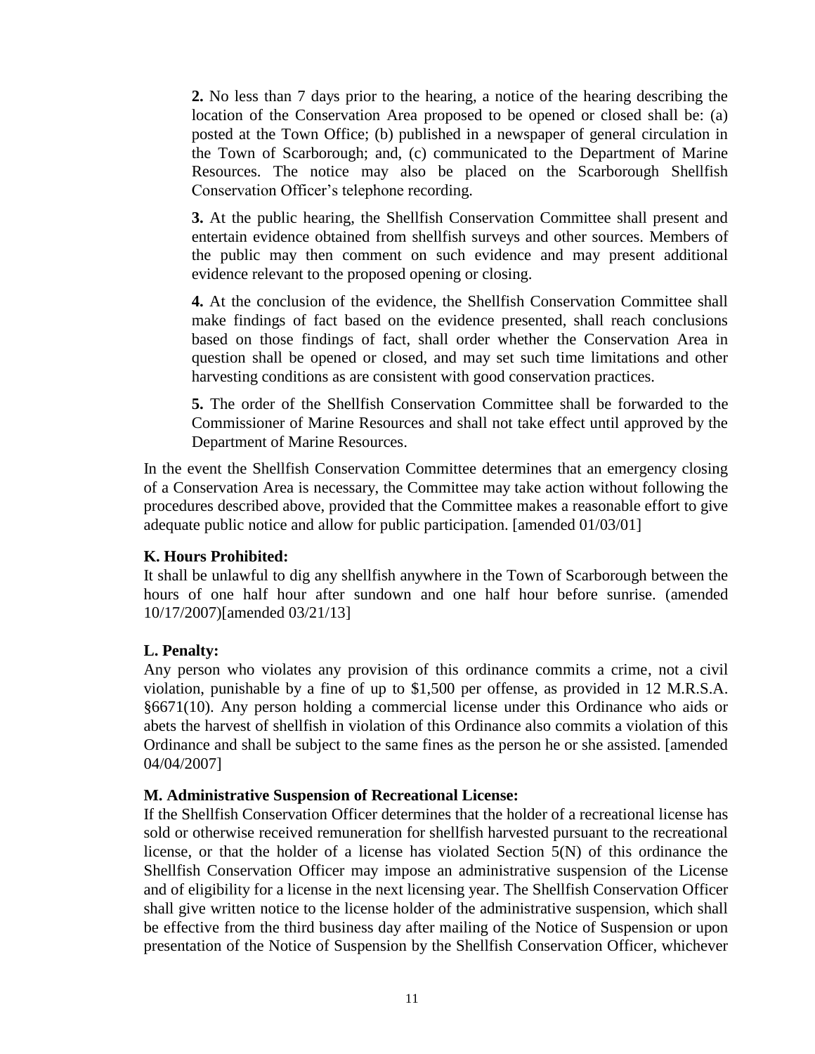**2.** No less than 7 days prior to the hearing, a notice of the hearing describing the location of the Conservation Area proposed to be opened or closed shall be: (a) posted at the Town Office; (b) published in a newspaper of general circulation in the Town of Scarborough; and, (c) communicated to the Department of Marine Resources. The notice may also be placed on the Scarborough Shellfish Conservation Officer's telephone recording.

**3.** At the public hearing, the Shellfish Conservation Committee shall present and entertain evidence obtained from shellfish surveys and other sources. Members of the public may then comment on such evidence and may present additional evidence relevant to the proposed opening or closing.

**4.** At the conclusion of the evidence, the Shellfish Conservation Committee shall make findings of fact based on the evidence presented, shall reach conclusions based on those findings of fact, shall order whether the Conservation Area in question shall be opened or closed, and may set such time limitations and other harvesting conditions as are consistent with good conservation practices.

**5.** The order of the Shellfish Conservation Committee shall be forwarded to the Commissioner of Marine Resources and shall not take effect until approved by the Department of Marine Resources.

In the event the Shellfish Conservation Committee determines that an emergency closing of a Conservation Area is necessary, the Committee may take action without following the procedures described above, provided that the Committee makes a reasonable effort to give adequate public notice and allow for public participation. [amended 01/03/01]

**K. Hours Prohibited:**

It shall be unlawful to dig any shellfish anywhere in the Town of Scarborough between the hours of one half hour after sundown and one half hour before sunrise. (amended 10/17/2007)[amended 03/21/13]

**L. Penalty:**

Any person who violates any provision of this ordinance commits a crime, not a civil violation, punishable by a fine of up to $1,500 per offense, as provided in 12 M.R.S.A. §6671(10). Any person holding a commercial license under this Ordinance who aids or abets the harvest of shellfish in violation of this Ordinance also commits a violation of this Ordinance and shall be subject to the same fines as the person he or she assisted. [amended 04/04/2007]

**M. Administrative Suspension of Recreational License:**

If the Shellfish Conservation Officer determines that the holder of a recreational license has sold or otherwise received remuneration for shellfish harvested pursuant to the recreational license, or that the holder of a license has violated Section 5(N) of this ordinance the Shellfish Conservation Officer may impose an administrative suspension of the License and of eligibility for a license in the next licensing year. The Shellfish Conservation Officer shall give written notice to the license holder of the administrative suspension, which shall be effective from the third business day after mailing of the Notice of Suspension or upon presentation of the Notice of Suspension by the Shellfish Conservation Officer, whichever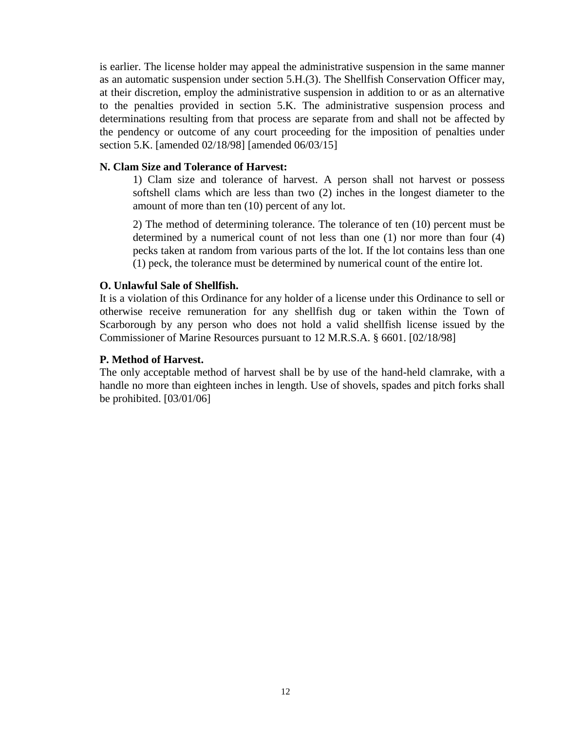is earlier. The license holder may appeal the administrative suspension in the same manner as an automatic suspension under section 5.H.(3). The Shellfish Conservation Officer may, at their discretion, employ the administrative suspension in addition to or as an alternative to the penalties provided in section 5.K. The administrative suspension process and determinations resulting from that process are separate from and shall not be affected by the pendency or outcome of any court proceeding for the imposition of penalties under section 5.K. [amended 02/18/98] [amended 06/03/15]

**N. Clam Size and Tolerance of Harvest:**

1) Clam size and tolerance of harvest. A person shall not harvest or possess softshell clams which are less than two (2) inches in the longest diameter to the amount of more than ten (10) percent of any lot.

2) The method of determining tolerance. The tolerance of ten (10) percent must be determined by a numerical count of not less than one (1) nor more than four (4) pecks taken at random from various parts of the lot. If the lot contains less than one (1) peck, the tolerance must be determined by numerical count of the entire lot.

**O. Unlawful Sale of Shellfish.**

It is a violation of this Ordinance for any holder of a license under this Ordinance to sell or otherwise receive remuneration for any shellfish dug or taken within the Town of Scarborough by any person who does not hold a valid shellfish license issued by the Commissioner of Marine Resources pursuant to 12 M.R.S.A. § 6601. [02/18/98]

**P. Method of Harvest.**

The only acceptable method of harvest shall be by use of the hand-held clamrake, with a handle no more than eighteen inches in length. Use of shovels, spades and pitch forks shall be prohibited. [03/01/06]